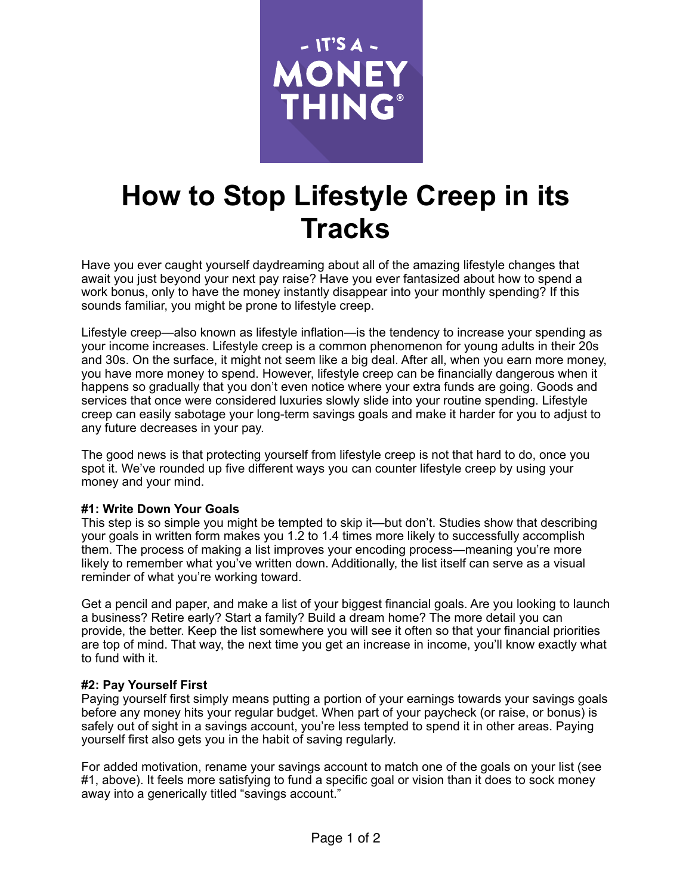# How to Stop Lifestyle Creep in its Tracks

Have you ever caught yourself daydreaming about all of the amazing lifestyle changes that await you just beyond your next pay raise? Have you ever fantasized about how to spend a work bonus, only to have the money instantly disappear into your monthly spending? If this sounds familiar, you might be prone to lifestyle creep.

Lifestyle creep—also known as lifestyle inflation—is the tendency to increase your spending as your income increases. Lifestyle creep is a common phenomenon for young adults in their 20s and 30s. On the surface, it might not seem like a big deal. After all, when you earn more money, you have more money to spend. However, lifestyle creep can be financially dangerous when it happens so gradually that you don't even notice where your extra funds are going. Goods and services that once were considered luxuries slowly slide into your routine spending. Lifestyle creep can easily sabotage your long-term savings goals and make it harder for you to adjust to any future decreases in your pay.

The good news is that protecting yourself from lifestyle creep is not that hard to do, once you spot it. We've rounded up five different ways you can counter lifestyle creep by using your money and your mind.

**#1: Write Down Your Goals**

This step is so simple you might be tempted to skip it—but don't. Studies show that describing your goals in written form makes you 1.2 to 1.4 times more likely to successfully accomplish them. The process of making a list improves your encoding process—meaning you're more likely to remember what you've written down. Additionally, the list itself can serve as a visual reminder of what you're working toward.

Get a pencil and paper, and make a list of your biggest financial goals. Are you looking to launch a business? Retire early? Start a family? Build a dream home? The more detail you can provide, the better. Keep the list somewhere you will see it often so that your financial priorities are top of mind. That way, the next time you get an increase in income, you'll know exactly what to fund with it.

**#2: Pay Yourself First**

Paying yourself first simply means putting a portion of your earnings towards your savings goals before any money hits your regular budget. When part of your paycheck (or raise, or bonus) is safely out of sight in a savings account, you're less tempted to spend it in other areas. Paying yourself first also gets you in the habit of saving regularly.

For added motivation, rename your savings account to match one of the goals on your list (see #1, above). It feels more satisfying to fund a specific goal or vision than it does to sock money away into a generically titled "savings account."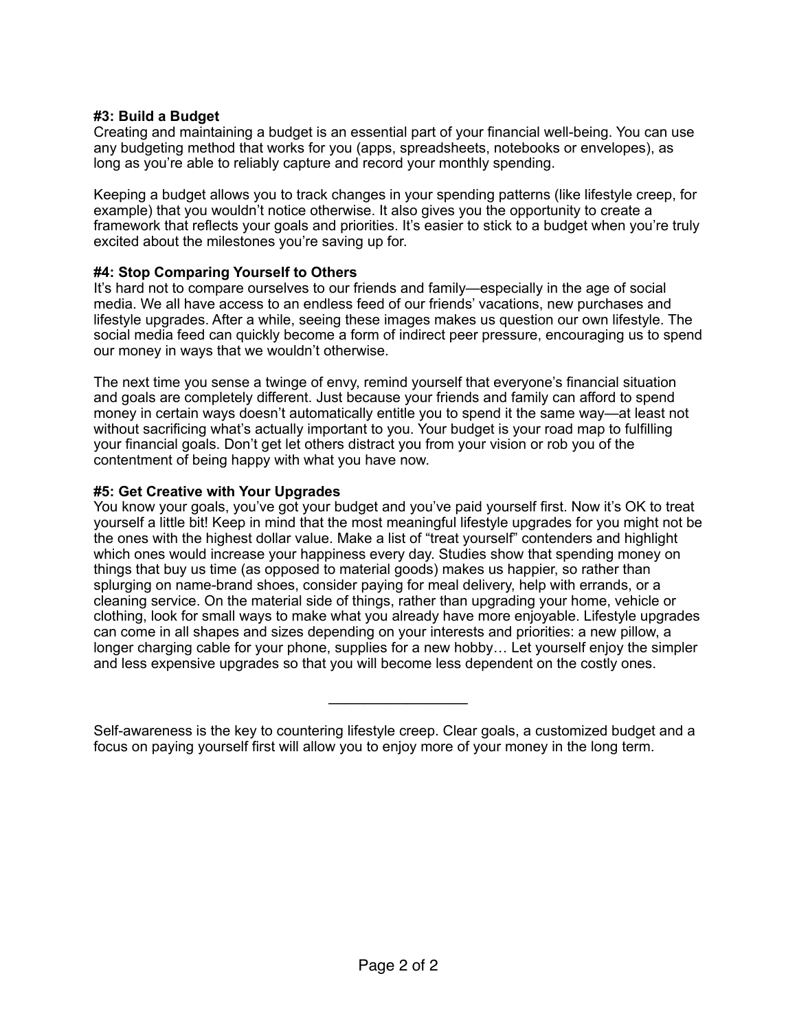**#3: Build a Budget**

Creating and maintaining a budget is an essential part of your financial well-being. You can use any budgeting method that works for you (apps, spreadsheets, notebooks or envelopes), as long as you're able to reliably capture and record your monthly spending.

Keeping a budget allows you to track changes in your spending patterns (like lifestyle creep, for example) that you wouldn't notice otherwise. It also gives you the opportunity to create a framework that reflects your goals and priorities. It's easier to stick to a budget when you're truly excited about the milestones you're saving up for.

**#4: Stop Comparing Yourself to Others**

It's hard not to compare ourselves to our friends and family—especially in the age of social media. We all have access to an endless feed of our friends' vacations, new purchases and lifestyle upgrades. After a while, seeing these images makes us question our own lifestyle. The social media feed can quickly become a form of indirect peer pressure, encouraging us to spend our money in ways that we wouldn't otherwise.

The next time you sense a twinge of envy, remind yourself that everyone's financial situation and goals are completely different. Just because your friends and family can afford to spend money in certain ways doesn't automatically entitle you to spend it the same way—at least not without sacrificing what's actually important to you. Your budget is your road map to fulfilling your financial goals. Don't get let others distract you from your vision or rob you of the contentment of being happy with what you have now.

**#5: Get Creative with Your Upgrades**

You know your goals, you've got your budget and you've paid yourself first. Now it's OK to treat yourself a little bit! Keep in mind that the most meaningful lifestyle upgrades for you might not be the ones with the highest dollar value. Make a list of "treat yourself" contenders and highlight which ones would increase your happiness every day. Studies show that spending money on things that buy us time (as opposed to material goods) makes us happier, so rather than splurging on name-brand shoes, consider paying for meal delivery, help with errands, or a cleaning service. On the material side of things, rather than upgrading your home, vehicle or clothing, look for small ways to make what you already have more enjoyable. Lifestyle upgrades can come in all shapes and sizes depending on your interests and priorities: a new pillow, a longer charging cable for your phone, supplies for a new hobby… Let yourself enjoy the simpler and less expensive upgrades so that you will become less dependent on the costly ones.

---

Self-awareness is the key to countering lifestyle creep. Clear goals, a customized budget and a focus on paying yourself first will allow you to enjoy more of your money in the long term.